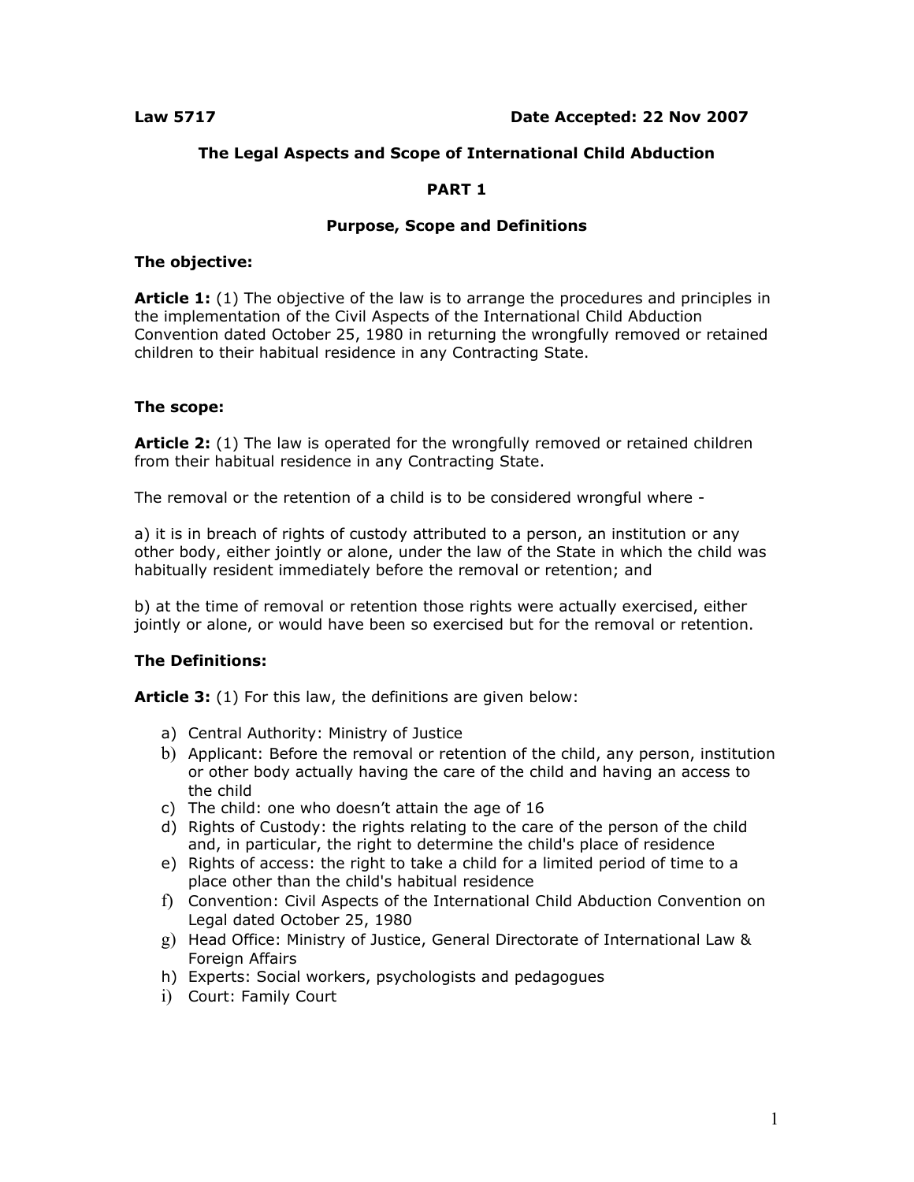**Law 5717** **Date Accepted: 22 Nov 2007**

## The Legal Aspects and Scope of International Child Abduction

## PART 1

## Purpose, Scope and Definitions

### The objective:

**Article 1:** (1) The objective of the law is to arrange the procedures and principles in the implementation of the Civil Aspects of the International Child Abduction Convention dated October 25, 1980 in returning the wrongfully removed or retained children to their habitual residence in any Contracting State.

### The scope:

**Article 2:** (1) The law is operated for the wrongfully removed or retained children from their habitual residence in any Contracting State.

The removal or the retention of a child is to be considered wrongful where -

a) it is in breach of rights of custody attributed to a person, an institution or any other body, either jointly or alone, under the law of the State in which the child was habitually resident immediately before the removal or retention; and

b) at the time of removal or retention those rights were actually exercised, either jointly or alone, or would have been so exercised but for the removal or retention.

### The Definitions:

**Article 3:** (1) For this law, the definitions are given below:

a) Central Authority: Ministry of Justice
b) Applicant: Before the removal or retention of the child, any person, institution or other body actually having the care of the child and having an access to the child
c) The child: one who doesn't attain the age of 16
d) Rights of Custody: the rights relating to the care of the person of the child and, in particular, the right to determine the child's place of residence
e) Rights of access: the right to take a child for a limited period of time to a place other than the child's habitual residence
f) Convention: Civil Aspects of the International Child Abduction Convention on Legal dated October 25, 1980
g) Head Office: Ministry of Justice, General Directorate of International Law & Foreign Affairs
h) Experts: Social workers, psychologists and pedagogues
i) Court: Family Court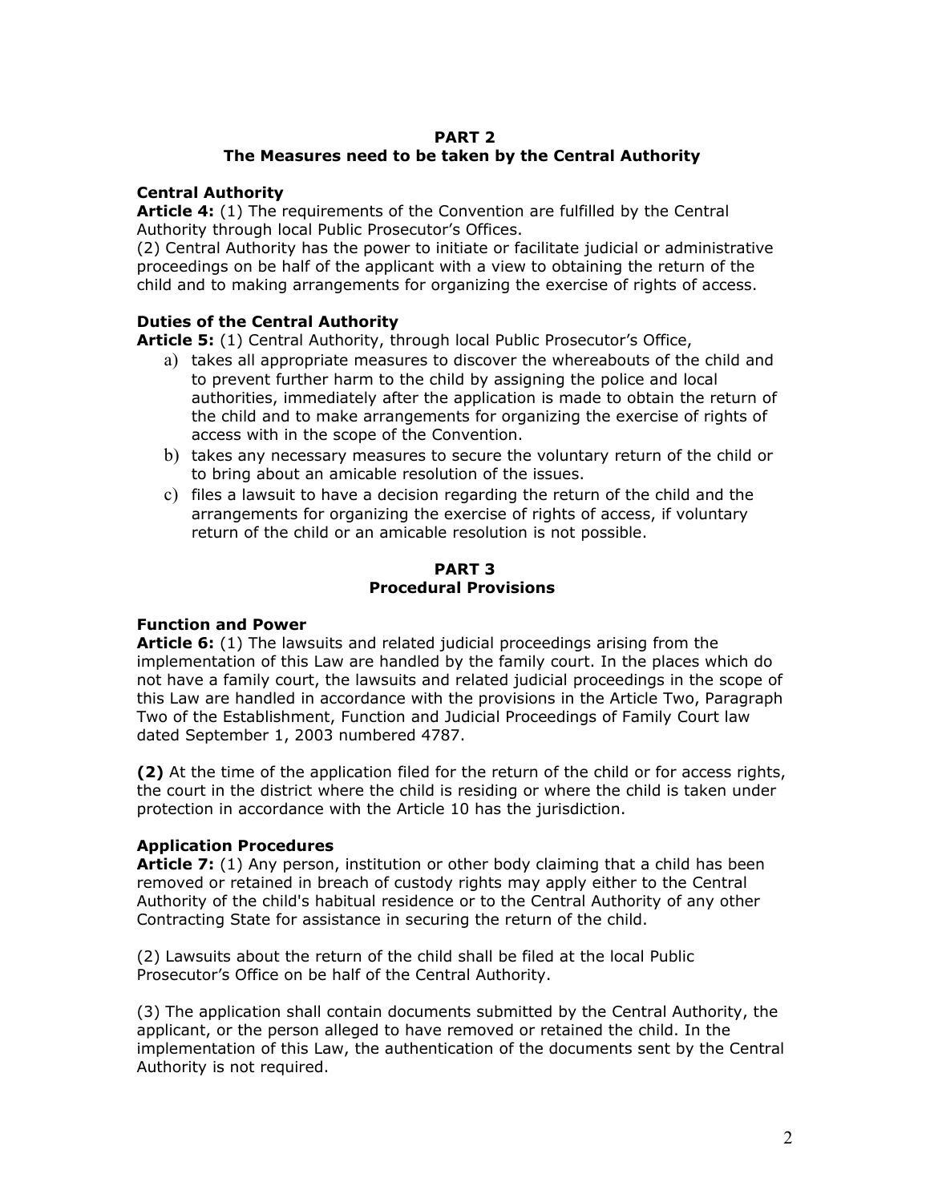## PART 2
## The Measures need to be taken by the Central Authority

**Central Authority**

**Article 4:** (1) The requirements of the Convention are fulfilled by the Central Authority through local Public Prosecutor's Offices.

(2) Central Authority has the power to initiate or facilitate judicial or administrative proceedings on be half of the applicant with a view to obtaining the return of the child and to making arrangements for organizing the exercise of rights of access.

**Duties of the Central Authority**

**Article 5:** (1) Central Authority, through local Public Prosecutor's Office,

a) takes all appropriate measures to discover the whereabouts of the child and to prevent further harm to the child by assigning the police and local authorities, immediately after the application is made to obtain the return of the child and to make arrangements for organizing the exercise of rights of access with in the scope of the Convention.
b) takes any necessary measures to secure the voluntary return of the child or to bring about an amicable resolution of the issues.
c) files a lawsuit to have a decision regarding the return of the child and the arrangements for organizing the exercise of rights of access, if voluntary return of the child or an amicable resolution is not possible.

## PART 3
## Procedural Provisions

**Function and Power**

**Article 6:** (1) The lawsuits and related judicial proceedings arising from the implementation of this Law are handled by the family court. In the places which do not have a family court, the lawsuits and related judicial proceedings in the scope of this Law are handled in accordance with the provisions in the Article Two, Paragraph Two of the Establishment, Function and Judicial Proceedings of Family Court law dated September 1, 2003 numbered 4787.

**(2)** At the time of the application filed for the return of the child or for access rights, the court in the district where the child is residing or where the child is taken under protection in accordance with the Article 10 has the jurisdiction.

**Application Procedures**

**Article 7:** (1) Any person, institution or other body claiming that a child has been removed or retained in breach of custody rights may apply either to the Central Authority of the child's habitual residence or to the Central Authority of any other Contracting State for assistance in securing the return of the child.

(2) Lawsuits about the return of the child shall be filed at the local Public Prosecutor's Office on be half of the Central Authority.

(3) The application shall contain documents submitted by the Central Authority, the applicant, or the person alleged to have removed or retained the child. In the implementation of this Law, the authentication of the documents sent by the Central Authority is not required.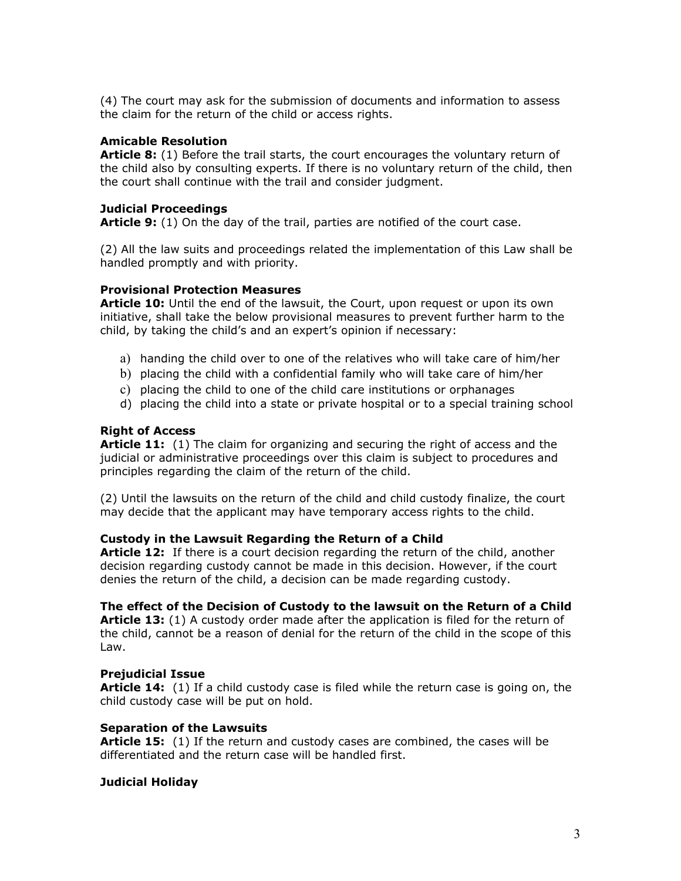(4) The court may ask for the submission of documents and information to assess the claim for the return of the child or access rights.

**Amicable Resolution**
**Article 8:** (1) Before the trail starts, the court encourages the voluntary return of the child also by consulting experts. If there is no voluntary return of the child, then the court shall continue with the trail and consider judgment.

**Judicial Proceedings**
**Article 9:** (1) On the day of the trail, parties are notified of the court case.

(2) All the law suits and proceedings related the implementation of this Law shall be handled promptly and with priority.

**Provisional Protection Measures**
**Article 10:** Until the end of the lawsuit, the Court, upon request or upon its own initiative, shall take the below provisional measures to prevent further harm to the child, by taking the child's and an expert's opinion if necessary:

a) handing the child over to one of the relatives who will take care of him/her
b) placing the child with a confidential family who will take care of him/her
c) placing the child to one of the child care institutions or orphanages
d) placing the child into a state or private hospital or to a special training school

**Right of Access**
**Article 11:** (1) The claim for organizing and securing the right of access and the judicial or administrative proceedings over this claim is subject to procedures and principles regarding the claim of the return of the child.

(2) Until the lawsuits on the return of the child and child custody finalize, the court may decide that the applicant may have temporary access rights to the child.

**Custody in the Lawsuit Regarding the Return of a Child**
**Article 12:** If there is a court decision regarding the return of the child, another decision regarding custody cannot be made in this decision. However, if the court denies the return of the child, a decision can be made regarding custody.

**The effect of the Decision of Custody to the lawsuit on the Return of a Child**
**Article 13:** (1) A custody order made after the application is filed for the return of the child, cannot be a reason of denial for the return of the child in the scope of this Law.

**Prejudicial Issue**
**Article 14:** (1) If a child custody case is filed while the return case is going on, the child custody case will be put on hold.

**Separation of the Lawsuits**
**Article 15:** (1) If the return and custody cases are combined, the cases will be differentiated and the return case will be handled first.

**Judicial Holiday**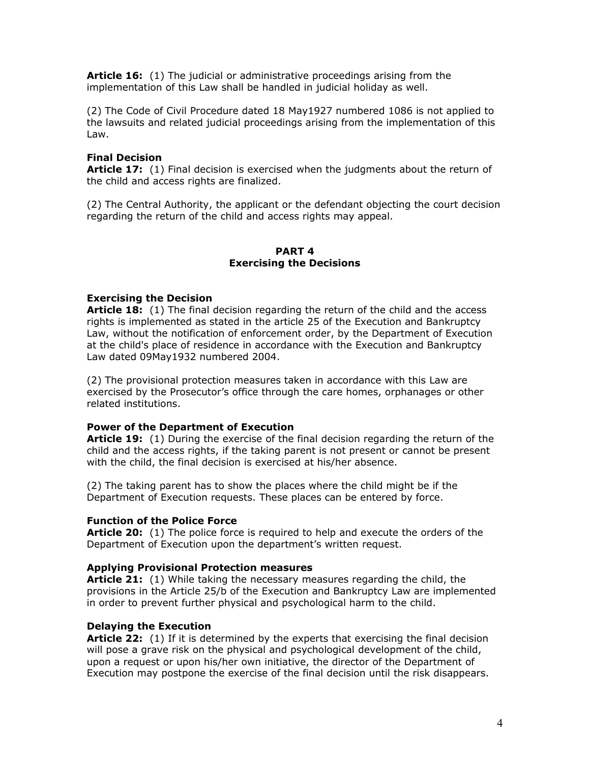**Article 16:** (1) The judicial or administrative proceedings arising from the implementation of this Law shall be handled in judicial holiday as well.

(2) The Code of Civil Procedure dated 18 May1927 numbered 1086 is not applied to the lawsuits and related judicial proceedings arising from the implementation of this Law.

**Final Decision**
**Article 17:** (1) Final decision is exercised when the judgments about the return of the child and access rights are finalized.

(2) The Central Authority, the applicant or the defendant objecting the court decision regarding the return of the child and access rights may appeal.

## PART 4
## Exercising the Decisions

**Exercising the Decision**
**Article 18:** (1) The final decision regarding the return of the child and the access rights is implemented as stated in the article 25 of the Execution and Bankruptcy Law, without the notification of enforcement order, by the Department of Execution at the child's place of residence in accordance with the Execution and Bankruptcy Law dated 09May1932 numbered 2004.

(2) The provisional protection measures taken in accordance with this Law are exercised by the Prosecutor's office through the care homes, orphanages or other related institutions.

**Power of the Department of Execution**
**Article 19:** (1) During the exercise of the final decision regarding the return of the child and the access rights, if the taking parent is not present or cannot be present with the child, the final decision is exercised at his/her absence.

(2) The taking parent has to show the places where the child might be if the Department of Execution requests. These places can be entered by force.

**Function of the Police Force**
**Article 20:** (1) The police force is required to help and execute the orders of the Department of Execution upon the department's written request.

**Applying Provisional Protection measures**
**Article 21:** (1) While taking the necessary measures regarding the child, the provisions in the Article 25/b of the Execution and Bankruptcy Law are implemented in order to prevent further physical and psychological harm to the child.

**Delaying the Execution**
**Article 22:** (1) If it is determined by the experts that exercising the final decision will pose a grave risk on the physical and psychological development of the child, upon a request or upon his/her own initiative, the director of the Department of Execution may postpone the exercise of the final decision until the risk disappears.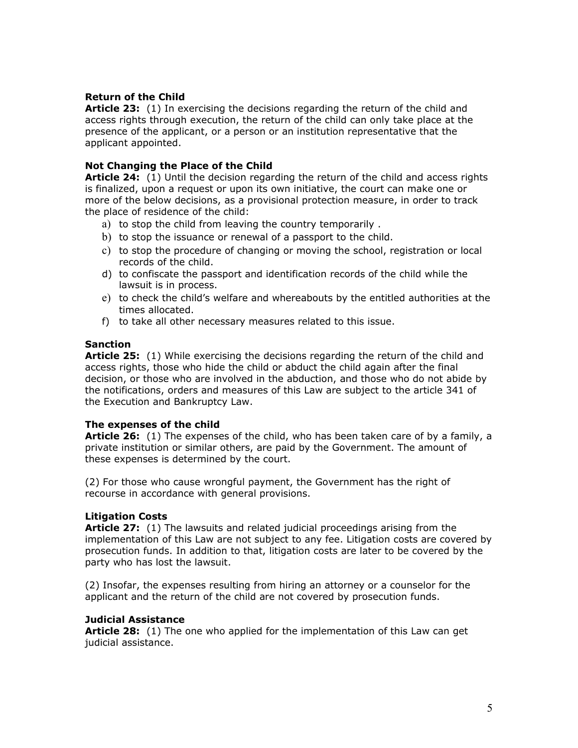**Return of the Child**

**Article 23:** (1) In exercising the decisions regarding the return of the child and access rights through execution, the return of the child can only take place at the presence of the applicant, or a person or an institution representative that the applicant appointed.

**Not Changing the Place of the Child**

**Article 24:** (1) Until the decision regarding the return of the child and access rights is finalized, upon a request or upon its own initiative, the court can make one or more of the below decisions, as a provisional protection measure, in order to track the place of residence of the child:

a) to stop the child from leaving the country temporarily .
b) to stop the issuance or renewal of a passport to the child.
c) to stop the procedure of changing or moving the school, registration or local records of the child.
d) to confiscate the passport and identification records of the child while the lawsuit is in process.
e) to check the child's welfare and whereabouts by the entitled authorities at the times allocated.
f) to take all other necessary measures related to this issue.

**Sanction**

**Article 25:** (1) While exercising the decisions regarding the return of the child and access rights, those who hide the child or abduct the child again after the final decision, or those who are involved in the abduction, and those who do not abide by the notifications, orders and measures of this Law are subject to the article 341 of the Execution and Bankruptcy Law.

**The expenses of the child**

**Article 26:** (1) The expenses of the child, who has been taken care of by a family, a private institution or similar others, are paid by the Government. The amount of these expenses is determined by the court.

(2) For those who cause wrongful payment, the Government has the right of recourse in accordance with general provisions.

**Litigation Costs**

**Article 27:** (1) The lawsuits and related judicial proceedings arising from the implementation of this Law are not subject to any fee. Litigation costs are covered by prosecution funds. In addition to that, litigation costs are later to be covered by the party who has lost the lawsuit.

(2) Insofar, the expenses resulting from hiring an attorney or a counselor for the applicant and the return of the child are not covered by prosecution funds.

**Judicial Assistance**

**Article 28:** (1) The one who applied for the implementation of this Law can get judicial assistance.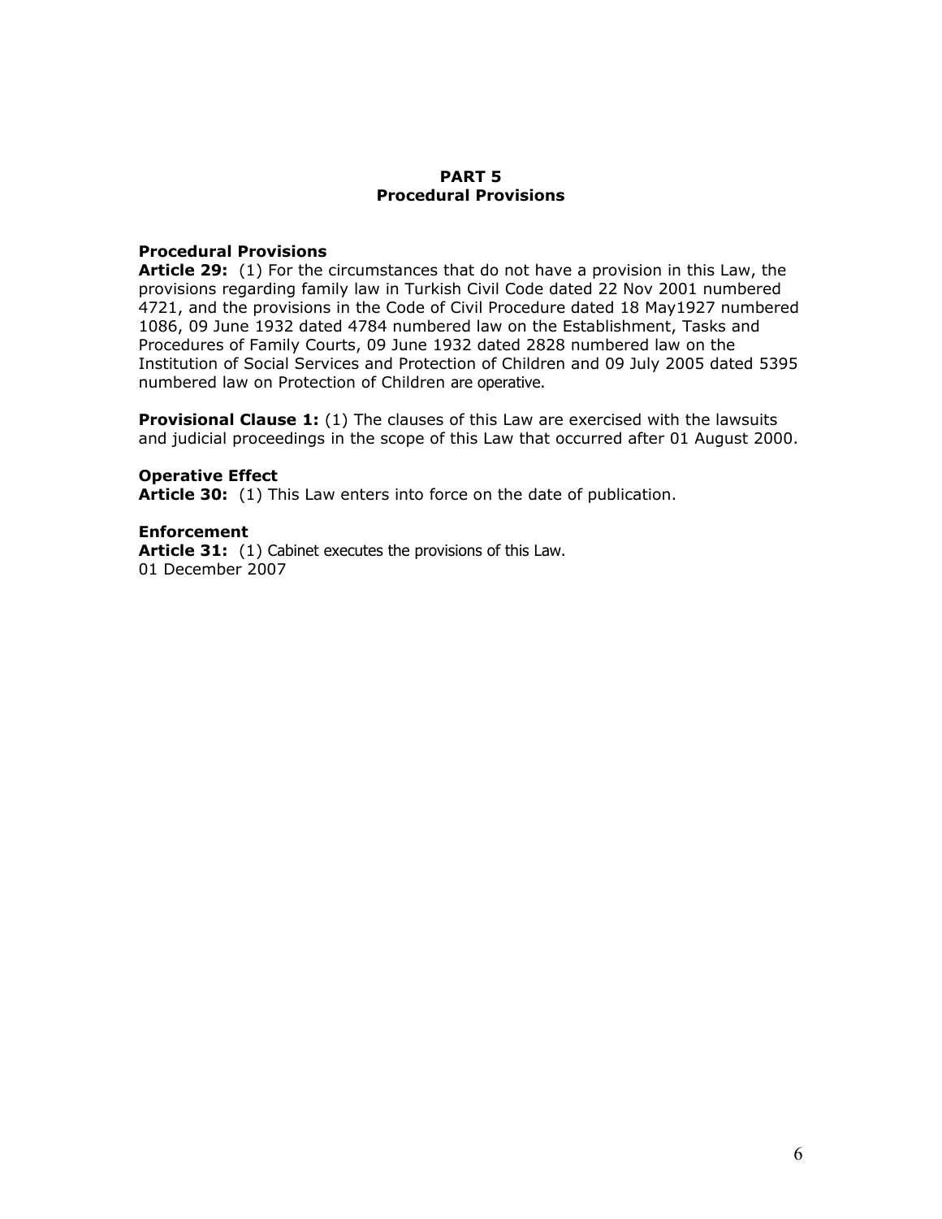## PART 5
## Procedural Provisions

### Procedural Provisions

**Article 29:** (1) For the circumstances that do not have a provision in this Law, the provisions regarding family law in Turkish Civil Code dated 22 Nov 2001 numbered 4721, and the provisions in the Code of Civil Procedure dated 18 May1927 numbered 1086, 09 June 1932 dated 4784 numbered law on the Establishment, Tasks and Procedures of Family Courts, 09 June 1932 dated 2828 numbered law on the Institution of Social Services and Protection of Children and 09 July 2005 dated 5395 numbered law on Protection of Children are operative.

**Provisional Clause 1:** (1) The clauses of this Law are exercised with the lawsuits and judicial proceedings in the scope of this Law that occurred after 01 August 2000.

### Operative Effect

**Article 30:** (1) This Law enters into force on the date of publication.

### Enforcement

**Article 31:** (1) Cabinet executes the provisions of this Law.
01 December 2007